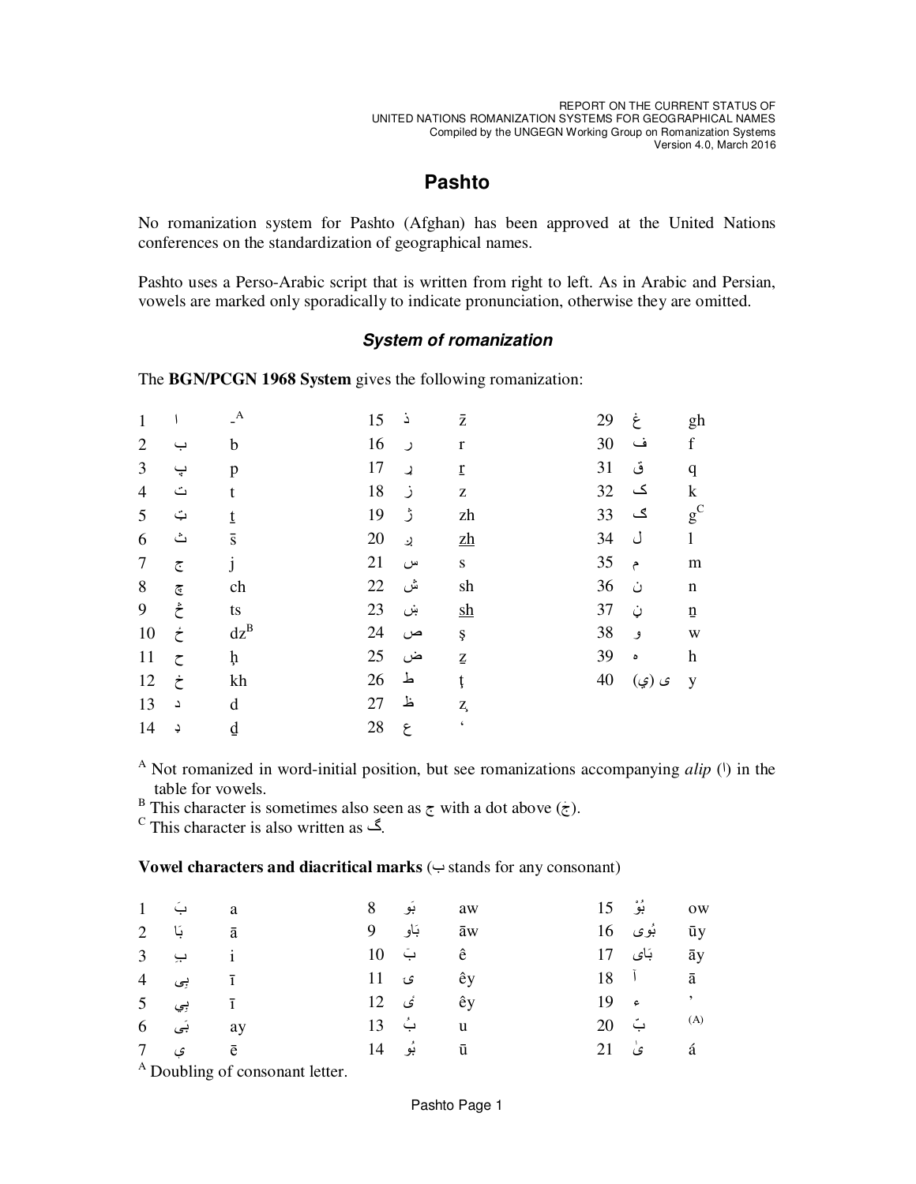# Pashto

No romanization system for Pashto (Afghan) has been approved at the United Nations conferences on the standardization of geographical names.

Pashto uses a Perso-Arabic script that is written from right to left. As in Arabic and Persian, vowels are marked only sporadically to indicate pronunciation, otherwise they are omitted.

### *System of romanization*

The **BGN/PCGN 1968 System** gives the following romanization:

| | | | | | | | | |
|---|---|---|---|---|---|---|---|---|
| 1 | ا | -[A] | 15 | ذ | z̄ | 29 | غ | gh |
| 2 | ب | b | 16 | ر | r | 30 | ف | f |
| 3 | پ | p | 17 | ړ | r̲ | 31 | ق | q |
| 4 | ت | t | 18 | ز | z | 32 | ک | k |
| 5 | ټ | t̲ | 19 | ژ | zh | 33 | ګ | g[C] |
| 6 | ث | s̄ | 20 | ږ | z̲h̲ | 34 | ل | l |
| 7 | ج | j | 21 | س | s | 35 | م | m |
| 8 | چ | ch | 22 | ش | sh | 36 | ن | n |
| 9 | څ | ts | 23 | ښ | s̲h̲ | 37 | ڼ | n̲ |
| 10 | ځ | dz[B] | 24 | ص | ş | 38 | و | w |
| 11 | ح | ḩ | 25 | ض | z̤ | 39 | ه | h |
| 12 | خ | kh | 26 | ط | ţ | 40 | ی (ي) | y |
| 13 | د | d | 27 | ظ | z̧ | | | |
| 14 | ډ | d̲ | 28 | ع | ‘ | | | |

[A] Not romanized in word-initial position, but see romanizations accompanying *alip* (ا) in the table for vowels.
[B] This character is sometimes also seen as ج with a dot above (ځ).
[C] This character is also written as گ.

**Vowel characters and diacritical marks** (ب stands for any consonant)

| | | | | | | | | |
|---|---|---|---|---|---|---|---|---|
| 1 | بَ | a | 8 | بَو | aw | 15 | بُوْ | ow |
| 2 | بَا | ā | 9 | بَاو | āw | 16 | بُوی | ūy |
| 3 | بِ | i | 10 | بۀ | ê | 17 | بَای | āy |
| 4 | بِی | ī | 11 | ۀ | êy | 18 | آ | ā |
| 5 | بِي | ī | 12 | ئ | êy | 19 | ء | ’ |
| 6 | بَی | ay | 13 | بُ | u | 20 | بّ | [A] |
| 7 | ې | ē | 14 | بُو | ū | 21 | یٰ | á |

[A] Doubling of consonant letter.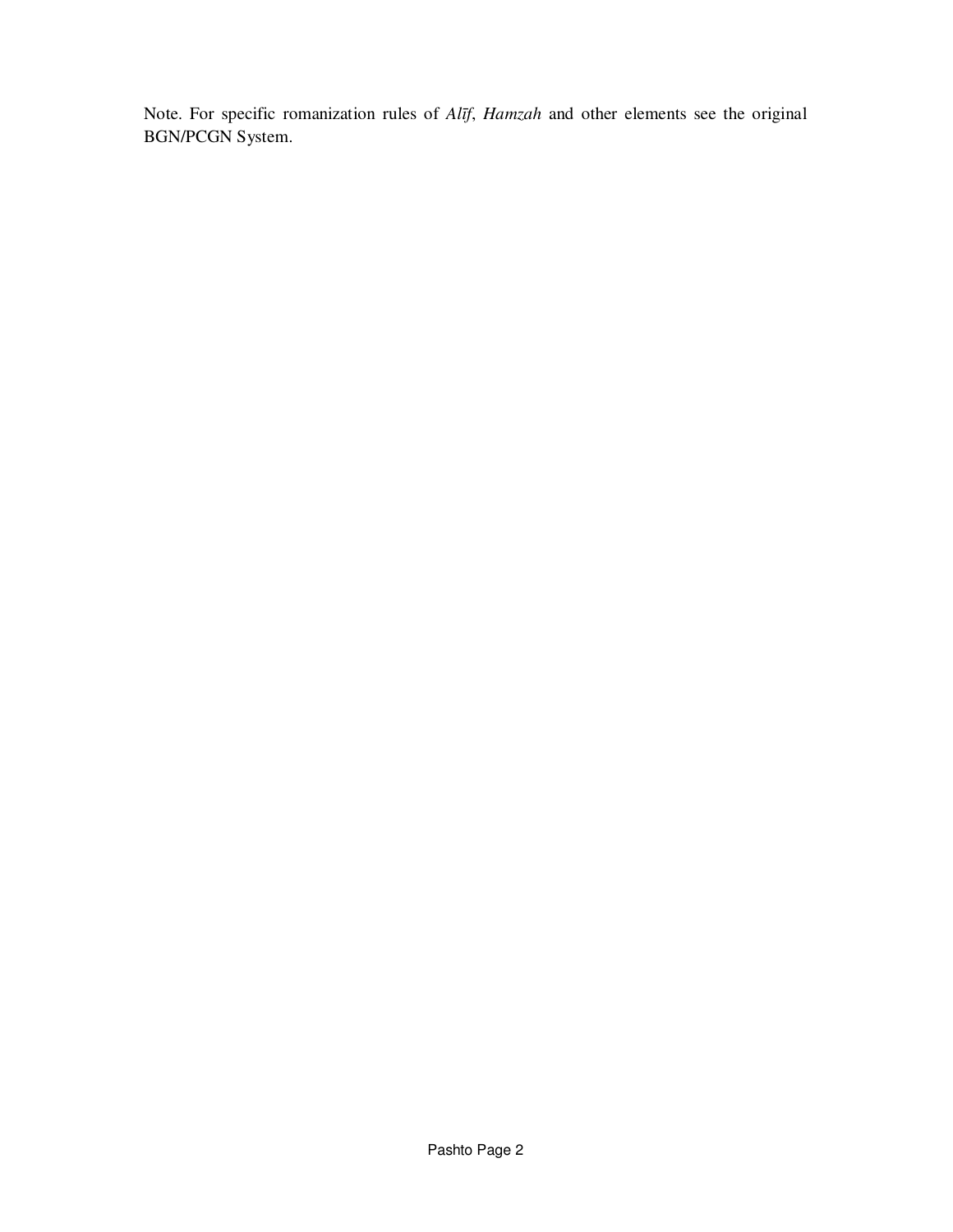Note. For specific romanization rules of *Alīf*, *Hamzah* and other elements see the original BGN/PCGN System.